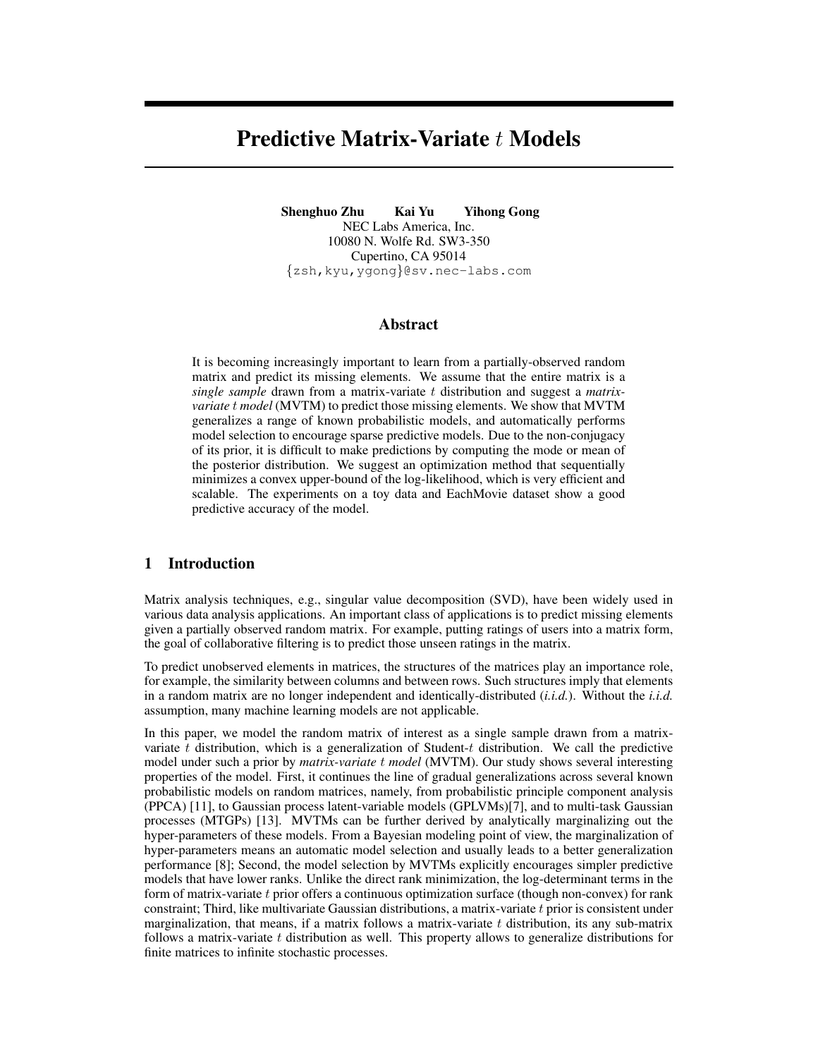# Predictive Matrix-Variate $t$ Models

**Shenghuo Zhu     Kai Yu     Yihong Gong**

NEC Labs America, Inc.
10080 N. Wolfe Rd. SW3-350
Cupertino, CA 95014
{zsh,kyu,ygong}@sv.nec-labs.com

## Abstract

It is becoming increasingly important to learn from a partially-observed random matrix and predict its missing elements. We assume that the entire matrix is a *single sample* drawn from a matrix-variate $t$ distribution and suggest a *matrix-variate $t$ model* (MVTM) to predict those missing elements. We show that MVTM generalizes a range of known probabilistic models, and automatically performs model selection to encourage sparse predictive models. Due to the non-conjugacy of its prior, it is difficult to make predictions by computing the mode or mean of the posterior distribution. We suggest an optimization method that sequentially minimizes a convex upper-bound of the log-likelihood, which is very efficient and scalable. The experiments on a toy data and EachMovie dataset show a good predictive accuracy of the model.

## 1 Introduction

Matrix analysis techniques, e.g., singular value decomposition (SVD), have been widely used in various data analysis applications. An important class of applications is to predict missing elements given a partially observed random matrix. For example, putting ratings of users into a matrix form, the goal of collaborative filtering is to predict those unseen ratings in the matrix.

To predict unobserved elements in matrices, the structures of the matrices play an importance role, for example, the similarity between columns and between rows. Such structures imply that elements in a random matrix are no longer independent and identically-distributed (*i.i.d.*). Without the *i.i.d.* assumption, many machine learning models are not applicable.

In this paper, we model the random matrix of interest as a single sample drawn from a matrix-variate $t$ distribution, which is a generalization of Student-$t$ distribution. We call the predictive model under such a prior by *matrix-variate $t$ model* (MVTM). Our study shows several interesting properties of the model. First, it continues the line of gradual generalizations across several known probabilistic models on random matrices, namely, from probabilistic principle component analysis (PPCA) [11], to Gaussian process latent-variable models (GPLVMs)[7], and to multi-task Gaussian processes (MTGPs) [13]. MVTMs can be further derived by analytically marginalizing out the hyper-parameters of these models. From a Bayesian modeling point of view, the marginalization of hyper-parameters means an automatic model selection and usually leads to a better generalization performance [8]; Second, the model selection by MVTMs explicitly encourages simpler predictive models that have lower ranks. Unlike the direct rank minimization, the log-determinant terms in the form of matrix-variate $t$ prior offers a continuous optimization surface (though non-convex) for rank constraint; Third, like multivariate Gaussian distributions, a matrix-variate $t$ prior is consistent under marginalization, that means, if a matrix follows a matrix-variate $t$ distribution, its any sub-matrix follows a matrix-variate $t$ distribution as well. This property allows to generalize distributions for finite matrices to infinite stochastic processes.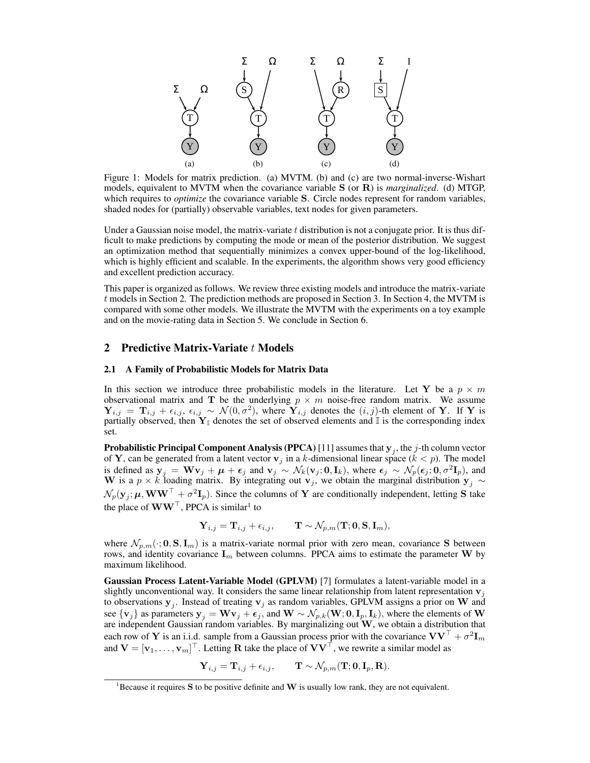Figure 1: Models for matrix prediction. (a) MVTM. (b) and (c) are two normal-inverse-Wishart models, equivalent to MVTM when the covariance variable $\mathbf{S}$ (or $\mathbf{R}$) is *marginalized*. (d) MTGP, which requires to *optimize* the covariance variable $\mathbf{S}$. Circle nodes represent for random variables, shaded nodes for (partially) observable variables, text nodes for given parameters.

Under a Gaussian noise model, the matrix-variate $t$ distribution is not a conjugate prior. It is thus difficult to make predictions by computing the mode or mean of the posterior distribution. We suggest an optimization method that sequentially minimizes a convex upper-bound of the log-likelihood, which is highly efficient and scalable. In the experiments, the algorithm shows very good efficiency and excellent prediction accuracy.

This paper is organized as follows. We review three existing models and introduce the matrix-variate $t$ models in Section 2. The prediction methods are proposed in Section 3. In Section 4, the MVTM is compared with some other models. We illustrate the MVTM with the experiments on a toy example and on the movie-rating data in Section 5. We conclude in Section 6.

## 2 Predictive Matrix-Variate $t$ Models

### 2.1 A Family of Probabilistic Models for Matrix Data

In this section we introduce three probabilistic models in the literature. Let $\mathbf{Y}$ be a $p \times m$ observational matrix and $\mathbf{T}$ be the underlying $p \times m$ noise-free random matrix. We assume $\mathbf{Y}_{i,j} = \mathbf{T}_{i,j} + \epsilon_{i,j}$, $\epsilon_{i,j} \sim \mathcal{N}(0, \sigma^2)$, where $\mathbf{Y}_{i,j}$ denotes the $(i,j)$-th element of $\mathbf{Y}$. If $\mathbf{Y}$ is partially observed, then $\mathbf{Y}_{\mathbb{I}}$ denotes the set of observed elements and $\mathbb{I}$ is the corresponding index set.

**Probabilistic Principal Component Analysis (PPCA)** [11] assumes that $\mathbf{y}_j$, the $j$-th column vector of $\mathbf{Y}$, can be generated from a latent vector $\mathbf{v}_j$ in a $k$-dimensional linear space ($k < p$). The model is defined as $\mathbf{y}_j = \mathbf{W}\mathbf{v}_j + \boldsymbol{\mu} + \boldsymbol{\epsilon}_j$ and $\mathbf{v}_j \sim \mathcal{N}_k(\mathbf{v}_j; \mathbf{0}, \mathbf{I}_k)$, where $\boldsymbol{\epsilon}_j \sim \mathcal{N}_p(\boldsymbol{\epsilon}_j; \mathbf{0}, \sigma^2\mathbf{I}_p)$, and $\mathbf{W}$ is a $p \times k$ loading matrix. By integrating out $\mathbf{v}_j$, we obtain the marginal distribution $\mathbf{y}_j \sim \mathcal{N}_p(\mathbf{y}_j; \boldsymbol{\mu}, \mathbf{W}\mathbf{W}^\top + \sigma^2\mathbf{I}_p)$. Since the columns of $\mathbf{Y}$ are conditionally independent, letting $\mathbf{S}$ take the place of $\mathbf{W}\mathbf{W}^\top$, PPCA is similar[1] to

$$\mathbf{Y}_{i,j} = \mathbf{T}_{i,j} + \epsilon_{i,j}, \qquad \mathbf{T} \sim \mathcal{N}_{p,m}(\mathbf{T}; \mathbf{0}, \mathbf{S}, \mathbf{I}_m),$$

where $\mathcal{N}_{p,m}(\cdot; \mathbf{0}, \mathbf{S}, \mathbf{I}_m)$ is a matrix-variate normal prior with zero mean, covariance $\mathbf{S}$ between rows, and identity covariance $\mathbf{I}_m$ between columns. PPCA aims to estimate the parameter $\mathbf{W}$ by maximum likelihood.

**Gaussian Process Latent-Variable Model (GPLVM)** [7] formulates a latent-variable model in a slightly unconventional way. It considers the same linear relationship from latent representation $\mathbf{v}_j$ to observations $\mathbf{y}_j$. Instead of treating $\mathbf{v}_j$ as random variables, GPLVM assigns a prior on $\mathbf{W}$ and see $\{\mathbf{v}_j\}$ as parameters $\mathbf{y}_j = \mathbf{W}\mathbf{v}_j + \boldsymbol{\epsilon}_j$, and $\mathbf{W} \sim \mathcal{N}_{p,k}(\mathbf{W}; \mathbf{0}, \mathbf{I}_p, \mathbf{I}_k)$, where the elements of $\mathbf{W}$ are independent Gaussian random variables. By marginalizing out $\mathbf{W}$, we obtain a distribution that each row of $\mathbf{Y}$ is an i.i.d. sample from a Gaussian process prior with the covariance $\mathbf{V}\mathbf{V}^\top + \sigma^2\mathbf{I}_m$ and $\mathbf{V} = [\mathbf{v}_1, \ldots, \mathbf{v}_m]^\top$. Letting $\mathbf{R}$ take the place of $\mathbf{V}\mathbf{V}^\top$, we rewrite a similar model as

$$\mathbf{Y}_{i,j} = \mathbf{T}_{i,j} + \epsilon_{i,j}, \qquad \mathbf{T} \sim \mathcal{N}_{p,m}(\mathbf{T}; \mathbf{0}, \mathbf{I}_p, \mathbf{R}).$$

[1] Because it requires $\mathbf{S}$ to be positive definite and $\mathbf{W}$ is usually low rank, they are not equivalent.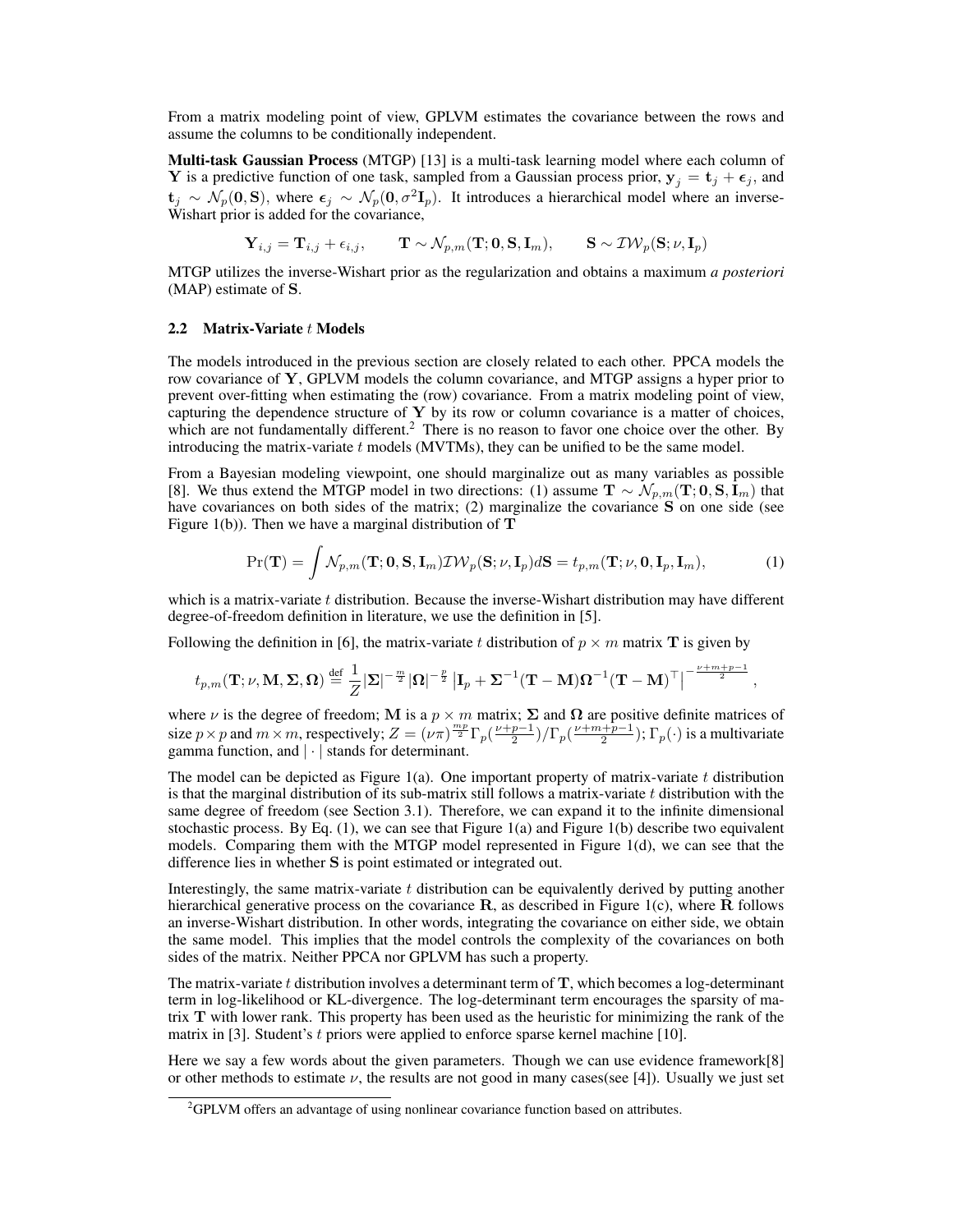From a matrix modeling point of view, GPLVM estimates the covariance between the rows and assume the columns to be conditionally independent.

**Multi-task Gaussian Process** (MTGP) [13] is a multi-task learning model where each column of $\mathbf{Y}$ is a predictive function of one task, sampled from a Gaussian process prior, $\mathbf{y}_j = \mathbf{t}_j + \boldsymbol{\epsilon}_j$, and $\mathbf{t}_j \sim \mathcal{N}_p(\mathbf{0}, \mathbf{S})$, where $\boldsymbol{\epsilon}_j \sim \mathcal{N}_p(\mathbf{0}, \sigma^2 \mathbf{I}_p)$. It introduces a hierarchical model where an inverse-Wishart prior is added for the covariance,

$$\mathbf{Y}_{i,j} = \mathbf{T}_{i,j} + \epsilon_{i,j}, \qquad \mathbf{T} \sim \mathcal{N}_{p,m}(\mathbf{T}; \mathbf{0}, \mathbf{S}, \mathbf{I}_m), \qquad \mathbf{S} \sim \mathcal{IW}_p(\mathbf{S}; \nu, \mathbf{I}_p)$$

MTGP utilizes the inverse-Wishart prior as the regularization and obtains a maximum *a posteriori* (MAP) estimate of $\mathbf{S}$.

### 2.2 Matrix-Variate $t$ Models

The models introduced in the previous section are closely related to each other. PPCA models the row covariance of $\mathbf{Y}$, GPLVM models the column covariance, and MTGP assigns a hyper prior to prevent over-fitting when estimating the (row) covariance. From a matrix modeling point of view, capturing the dependence structure of $\mathbf{Y}$ by its row or column covariance is a matter of choices, which are not fundamentally different.[2] There is no reason to favor one choice over the other. By introducing the matrix-variate $t$ models (MVTMs), they can be unified to be the same model.

From a Bayesian modeling viewpoint, one should marginalize out as many variables as possible [8]. We thus extend the MTGP model in two directions: (1) assume $\mathbf{T} \sim \mathcal{N}_{p,m}(\mathbf{T}; \mathbf{0}, \mathbf{S}, \mathbf{I}_m)$ that have covariances on both sides of the matrix; (2) marginalize the covariance $\mathbf{S}$ on one side (see Figure 1(b)). Then we have a marginal distribution of $\mathbf{T}$

$$\Pr(\mathbf{T}) = \int \mathcal{N}_{p,m}(\mathbf{T}; \mathbf{0}, \mathbf{S}, \mathbf{I}_m) \mathcal{IW}_p(\mathbf{S}; \nu, \mathbf{I}_p) d\mathbf{S} = t_{p,m}(\mathbf{T}; \nu, \mathbf{0}, \mathbf{I}_p, \mathbf{I}_m), \tag{1}$$

which is a matrix-variate $t$ distribution. Because the inverse-Wishart distribution may have different degree-of-freedom definition in literature, we use the definition in [5].

Following the definition in [6], the matrix-variate $t$ distribution of $p \times m$ matrix $\mathbf{T}$ is given by

$$t_{p,m}(\mathbf{T}; \nu, \mathbf{M}, \boldsymbol{\Sigma}, \boldsymbol{\Omega}) \stackrel{\text{def}}{=} \frac{1}{Z} |\boldsymbol{\Sigma}|^{-\frac{m}{2}} |\boldsymbol{\Omega}|^{-\frac{p}{2}} \left| \mathbf{I}_p + \boldsymbol{\Sigma}^{-1}(\mathbf{T} - \mathbf{M})\boldsymbol{\Omega}^{-1}(\mathbf{T} - \mathbf{M})^\top \right|^{-\frac{\nu+m+p-1}{2}},$$

where $\nu$ is the degree of freedom; $\mathbf{M}$ is a $p \times m$ matrix; $\boldsymbol{\Sigma}$ and $\boldsymbol{\Omega}$ are positive definite matrices of size $p \times p$ and $m \times m$, respectively; $Z = (\nu\pi)^{\frac{mp}{2}} \Gamma_p(\frac{\nu+p-1}{2}) / \Gamma_p(\frac{\nu+m+p-1}{2})$; $\Gamma_p(\cdot)$ is a multivariate gamma function, and $|\cdot|$ stands for determinant.

The model can be depicted as Figure 1(a). One important property of matrix-variate $t$ distribution is that the marginal distribution of its sub-matrix still follows a matrix-variate $t$ distribution with the same degree of freedom (see Section 3.1). Therefore, we can expand it to the infinite dimensional stochastic process. By Eq. (1), we can see that Figure 1(a) and Figure 1(b) describe two equivalent models. Comparing them with the MTGP model represented in Figure 1(d), we can see that the difference lies in whether $\mathbf{S}$ is point estimated or integrated out.

Interestingly, the same matrix-variate $t$ distribution can be equivalently derived by putting another hierarchical generative process on the covariance $\mathbf{R}$, as described in Figure 1(c), where $\mathbf{R}$ follows an inverse-Wishart distribution. In other words, integrating the covariance on either side, we obtain the same model. This implies that the model controls the complexity of the covariances on both sides of the matrix. Neither PPCA nor GPLVM has such a property.

The matrix-variate $t$ distribution involves a determinant term of $\mathbf{T}$, which becomes a log-determinant term in log-likelihood or KL-divergence. The log-determinant term encourages the sparsity of matrix $\mathbf{T}$ with lower rank. This property has been used as the heuristic for minimizing the rank of the matrix in [3]. Student's $t$ priors were applied to enforce sparse kernel machine [10].

Here we say a few words about the given parameters. Though we can use evidence framework[8] or other methods to estimate $\nu$, the results are not good in many cases(see [4]). Usually we just set

[2] GPLVM offers an advantage of using nonlinear covariance function based on attributes.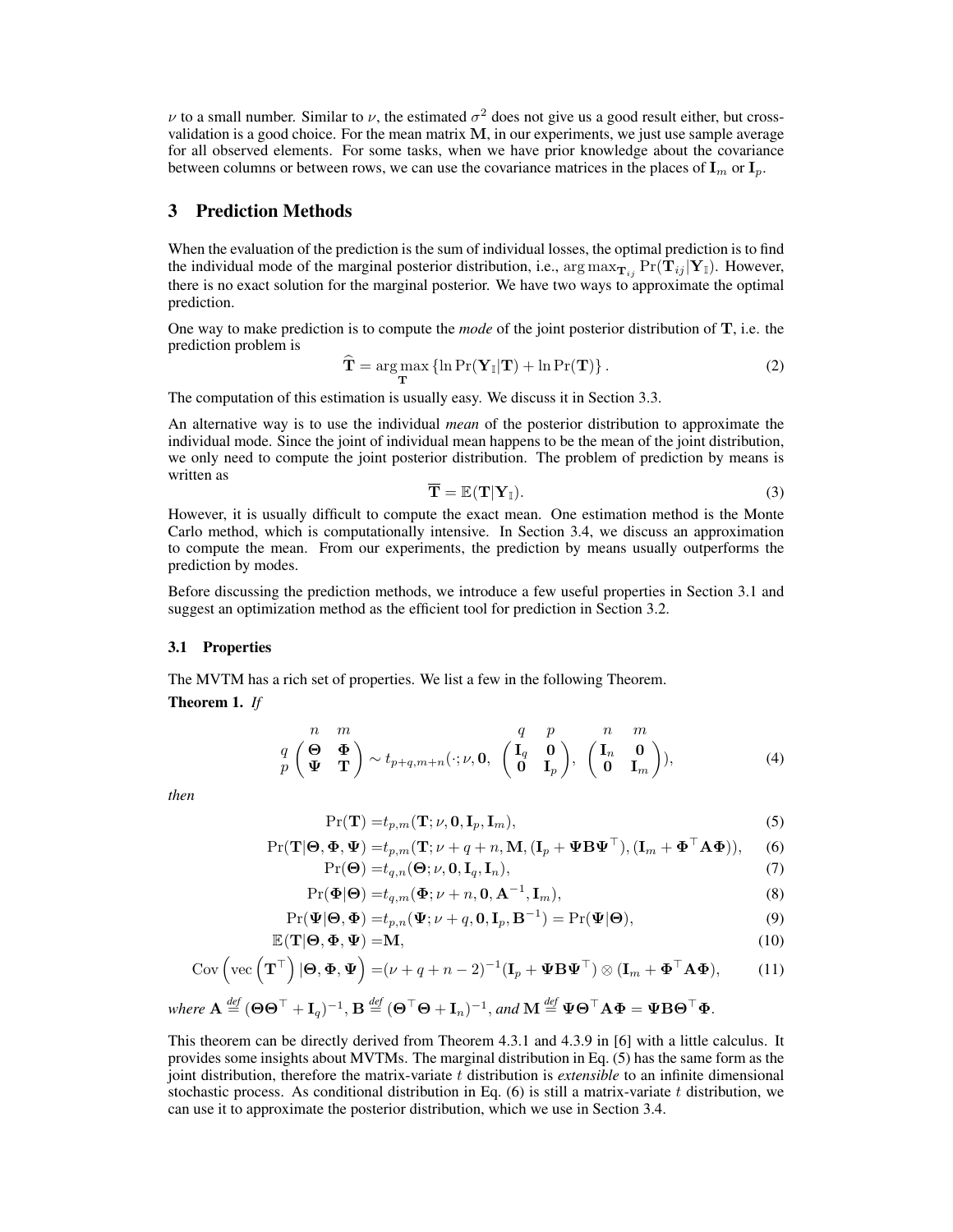$\nu$ to a small number. Similar to $\nu$, the estimated $\sigma^2$ does not give us a good result either, but cross-validation is a good choice. For the mean matrix $\mathbf{M}$, in our experiments, we just use sample average for all observed elements. For some tasks, when we have prior knowledge about the covariance between columns or between rows, we can use the covariance matrices in the places of $\mathbf{I}_m$ or $\mathbf{I}_p$.

## 3 Prediction Methods

When the evaluation of the prediction is the sum of individual losses, the optimal prediction is to find the individual mode of the marginal posterior distribution, i.e., $\arg\max_{\mathbf{T}_{ij}} \Pr(\mathbf{T}_{ij}|\mathbf{Y}_{\mathbb{I}})$. However, there is no exact solution for the marginal posterior. We have two ways to approximate the optimal prediction.

One way to make prediction is to compute the *mode* of the joint posterior distribution of $\mathbf{T}$, i.e. the prediction problem is

$$\widehat{\mathbf{T}} = \arg\max_{\mathbf{T}} \left\{ \ln \Pr(\mathbf{Y}_{\mathbb{I}}|\mathbf{T}) + \ln \Pr(\mathbf{T}) \right\}. \tag{2}$$

The computation of this estimation is usually easy. We discuss it in Section 3.3.

An alternative way is to use the individual *mean* of the posterior distribution to approximate the individual mode. Since the joint of individual mean happens to be the mean of the joint distribution, we only need to compute the joint posterior distribution. The problem of prediction by means is written as

$$\overline{\mathbf{T}} = \mathbb{E}(\mathbf{T}|\mathbf{Y}_{\mathbb{I}}). \tag{3}$$

However, it is usually difficult to compute the exact mean. One estimation method is the Monte Carlo method, which is computationally intensive. In Section 3.4, we discuss an approximation to compute the mean. From our experiments, the prediction by means usually outperforms the prediction by modes.

Before discussing the prediction methods, we introduce a few useful properties in Section 3.1 and suggest an optimization method as the efficient tool for prediction in Section 3.2.

### 3.1 Properties

The MVTM has a rich set of properties. We list a few in the following Theorem.

**Theorem 1.** *If*

$$\begin{matrix} & n & m \\ q & \multicolumn{2}{c}{\multirow{2}{*}{}} \\ p & & \end{matrix} \begin{pmatrix} \mathbf{\Theta} & \mathbf{\Phi} \\ \mathbf{\Psi} & \mathbf{T} \end{pmatrix} \sim t_{p+q,m+n}(\cdot;\nu,\mathbf{0}, \begin{pmatrix} \mathbf{I}_q & \mathbf{0} \\ \mathbf{0} & \mathbf{I}_p \end{pmatrix}, \begin{pmatrix} \mathbf{I}_n & \mathbf{0} \\ \mathbf{0} & \mathbf{I}_m \end{pmatrix}), \tag{4}$$

*then*

$$\Pr(\mathbf{T}) = t_{p,m}(\mathbf{T};\nu,\mathbf{0},\mathbf{I}_p,\mathbf{I}_m), \tag{5}$$

$$\Pr(\mathbf{T}|\mathbf{\Theta},\mathbf{\Phi},\mathbf{\Psi}) = t_{p,m}(\mathbf{T};\nu+q+n,\mathbf{M},(\mathbf{I}_p+\mathbf{\Psi}\mathbf{B}\mathbf{\Psi}^\top),(\mathbf{I}_m+\mathbf{\Phi}^\top\mathbf{A}\mathbf{\Phi})), \tag{6}$$

$$\Pr(\mathbf{\Theta}) = t_{q,n}(\mathbf{\Theta};\nu,\mathbf{0},\mathbf{I}_q,\mathbf{I}_n), \tag{7}$$

$$\Pr(\mathbf{\Phi}|\mathbf{\Theta}) = t_{q,m}(\mathbf{\Phi};\nu+n,\mathbf{0},\mathbf{A}^{-1},\mathbf{I}_m), \tag{8}$$

$$\Pr(\mathbf{\Psi}|\mathbf{\Theta},\mathbf{\Phi}) = t_{p,n}(\mathbf{\Psi};\nu+q,\mathbf{0},\mathbf{I}_p,\mathbf{B}^{-1}) = \Pr(\mathbf{\Psi}|\mathbf{\Theta}), \tag{9}$$

$$\mathbb{E}(\mathbf{T}|\mathbf{\Theta},\mathbf{\Phi},\mathbf{\Psi}) = \mathbf{M}, \tag{10}$$

$$\mathrm{Cov}\left(\mathrm{vec}\left(\mathbf{T}^\top\right)|\mathbf{\Theta},\mathbf{\Phi},\mathbf{\Psi}\right) = (\nu+q+n-2)^{-1}(\mathbf{I}_p+\mathbf{\Psi}\mathbf{B}\mathbf{\Psi}^\top)\otimes(\mathbf{I}_m+\mathbf{\Phi}^\top\mathbf{A}\mathbf{\Phi}), \tag{11}$$

*where* $\mathbf{A} \stackrel{def}{=} (\mathbf{\Theta}\mathbf{\Theta}^\top+\mathbf{I}_q)^{-1}$, $\mathbf{B} \stackrel{def}{=} (\mathbf{\Theta}^\top\mathbf{\Theta}+\mathbf{I}_n)^{-1}$, *and* $\mathbf{M} \stackrel{def}{=} \mathbf{\Psi}\mathbf{\Theta}^\top\mathbf{A}\mathbf{\Phi} = \mathbf{\Psi}\mathbf{B}\mathbf{\Theta}^\top\mathbf{\Phi}$.

This theorem can be directly derived from Theorem 4.3.1 and 4.3.9 in [6] with a little calculus. It provides some insights about MVTMs. The marginal distribution in Eq. (5) has the same form as the joint distribution, therefore the matrix-variate $t$ distribution is *extensible* to an infinite dimensional stochastic process. As conditional distribution in Eq. (6) is still a matrix-variate $t$ distribution, we can use it to approximate the posterior distribution, which we use in Section 3.4.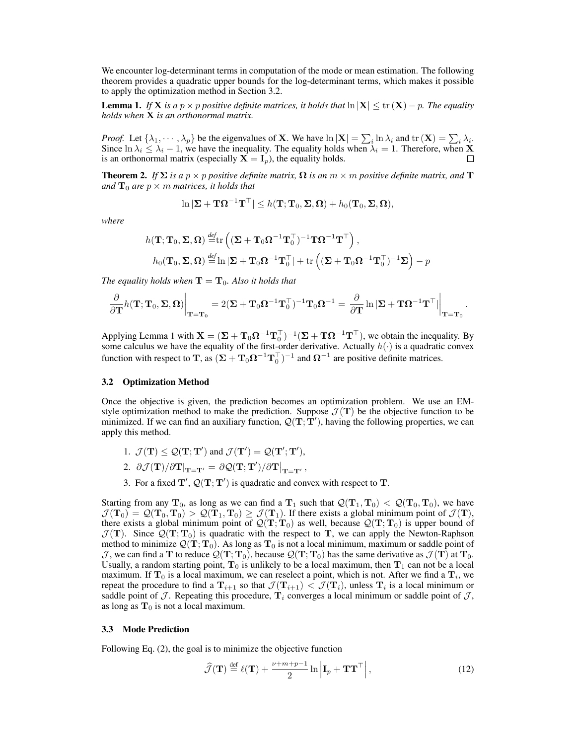We encounter log-determinant terms in computation of the mode or mean estimation. The following theorem provides a quadratic upper bounds for the log-determinant terms, which makes it possible to apply the optimization method in Section 3.2.

**Lemma 1.** *If $\mathbf{X}$ is a $p \times p$ positive definite matrices, it holds that $\ln|\mathbf{X}| \le \mathrm{tr}(\mathbf{X}) - p$. The equality holds when $\mathbf{X}$ is an orthonormal matrix.*

*Proof.* Let $\{\lambda_1, \cdots, \lambda_p\}$ be the eigenvalues of $\mathbf{X}$. We have $\ln|\mathbf{X}| = \sum_i \ln \lambda_i$ and $\mathrm{tr}(\mathbf{X}) = \sum_i \lambda_i$. Since $\ln \lambda_i \le \lambda_i - 1$, we have the inequality. The equality holds when $\lambda_i = 1$. Therefore, when $\mathbf{X}$ is an orthonormal matrix (especially $\mathbf{X} = \mathbf{I}_p$), the equality holds. □

**Theorem 2.** *If $\mathbf{\Sigma}$ is a $p \times p$ positive definite matrix, $\mathbf{\Omega}$ is an $m \times m$ positive definite matrix, and $\mathbf{T}$ and $\mathbf{T}_0$ are $p \times m$ matrices, it holds that*

$$\ln|\mathbf{\Sigma} + \mathbf{T}\mathbf{\Omega}^{-1}\mathbf{T}^\top| \le h(\mathbf{T}; \mathbf{T}_0, \mathbf{\Sigma}, \mathbf{\Omega}) + h_0(\mathbf{T}_0, \mathbf{\Sigma}, \mathbf{\Omega}),$$

*where*

$$h(\mathbf{T}; \mathbf{T}_0, \mathbf{\Sigma}, \mathbf{\Omega}) \stackrel{def}{=} \mathrm{tr}\left((\mathbf{\Sigma} + \mathbf{T}_0\mathbf{\Omega}^{-1}\mathbf{T}_0^\top)^{-1}\mathbf{T}\mathbf{\Omega}^{-1}\mathbf{T}^\top\right),$$

$$h_0(\mathbf{T}_0, \mathbf{\Sigma}, \mathbf{\Omega}) \stackrel{def}{=} \ln|\mathbf{\Sigma} + \mathbf{T}_0\mathbf{\Omega}^{-1}\mathbf{T}_0^\top| + \mathrm{tr}\left((\mathbf{\Sigma} + \mathbf{T}_0\mathbf{\Omega}^{-1}\mathbf{T}_0^\top)^{-1}\mathbf{\Sigma}\right) - p$$

*The equality holds when $\mathbf{T} = \mathbf{T}_0$. Also it holds that*

$$\frac{\partial}{\partial \mathbf{T}} h(\mathbf{T}; \mathbf{T}_0, \mathbf{\Sigma}, \mathbf{\Omega})\bigg|_{\mathbf{T}=\mathbf{T}_0} = 2(\mathbf{\Sigma} + \mathbf{T}_0\mathbf{\Omega}^{-1}\mathbf{T}_0^\top)^{-1}\mathbf{T}_0\mathbf{\Omega}^{-1} = \frac{\partial}{\partial \mathbf{T}} \ln|\mathbf{\Sigma} + \mathbf{T}\mathbf{\Omega}^{-1}\mathbf{T}^\top|\bigg|_{\mathbf{T}=\mathbf{T}_0}.$$

Applying Lemma 1 with $\mathbf{X} = (\mathbf{\Sigma} + \mathbf{T}_0\mathbf{\Omega}^{-1}\mathbf{T}_0^\top)^{-1}(\mathbf{\Sigma} + \mathbf{T}\mathbf{\Omega}^{-1}\mathbf{T}^\top)$, we obtain the inequality. By some calculus we have the equality of the first-order derivative. Actually $h(\cdot)$ is a quadratic convex function with respect to $\mathbf{T}$, as $(\mathbf{\Sigma} + \mathbf{T}_0\mathbf{\Omega}^{-1}\mathbf{T}_0^\top)^{-1}$ and $\mathbf{\Omega}^{-1}$ are positive definite matrices.

### 3.2 Optimization Method

Once the objective is given, the prediction becomes an optimization problem. We use an EM-style optimization method to make the prediction. Suppose $\mathcal{J}(\mathbf{T})$ be the objective function to be minimized. If we can find an auxiliary function, $\mathcal{Q}(\mathbf{T}; \mathbf{T}')$, having the following properties, we can apply this method.

1. $\mathcal{J}(\mathbf{T}) \le \mathcal{Q}(\mathbf{T}; \mathbf{T}')$ and $\mathcal{J}(\mathbf{T}') = \mathcal{Q}(\mathbf{T}'; \mathbf{T}')$,
2. $\partial \mathcal{J}(\mathbf{T})/\partial \mathbf{T}|_{\mathbf{T}=\mathbf{T}'} = \partial \mathcal{Q}(\mathbf{T}; \mathbf{T}')/\partial \mathbf{T}\big|_{\mathbf{T}=\mathbf{T}'}$,
3. For a fixed $\mathbf{T}'$, $\mathcal{Q}(\mathbf{T}; \mathbf{T}')$ is quadratic and convex with respect to $\mathbf{T}$.

Starting from any $\mathbf{T}_0$, as long as we can find a $\mathbf{T}_1$ such that $\mathcal{Q}(\mathbf{T}_1, \mathbf{T}_0) < \mathcal{Q}(\mathbf{T}_0, \mathbf{T}_0)$, we have $\mathcal{J}(\mathbf{T}_0) = \mathcal{Q}(\mathbf{T}_0, \mathbf{T}_0) > \mathcal{Q}(\mathbf{T}_1, \mathbf{T}_0) \ge \mathcal{J}(\mathbf{T}_1)$. If there exists a global minimum point of $\mathcal{J}(\mathbf{T})$, there exists a global minimum point of $\mathcal{Q}(\mathbf{T}; \mathbf{T}_0)$ as well, because $\mathcal{Q}(\mathbf{T}; \mathbf{T}_0)$ is upper bound of $\mathcal{J}(\mathbf{T})$. Since $\mathcal{Q}(\mathbf{T}; \mathbf{T}_0)$ is quadratic with the respect to $\mathbf{T}$, we can apply the Newton-Raphson method to minimize $\mathcal{Q}(\mathbf{T}; \mathbf{T}_0)$. As long as $\mathbf{T}_0$ is not a local minimum, maximum or saddle point of $\mathcal{J}$, we can find a $\mathbf{T}$ to reduce $\mathcal{Q}(\mathbf{T}; \mathbf{T}_0)$, because $\mathcal{Q}(\mathbf{T}; \mathbf{T}_0)$ has the same derivative as $\mathcal{J}(\mathbf{T})$ at $\mathbf{T}_0$. Usually, a random starting point, $\mathbf{T}_0$ is unlikely to be a local maximum, then $\mathbf{T}_1$ can not be a local maximum. If $\mathbf{T}_0$ is a local maximum, we can reselect a point, which is not. After we find a $\mathbf{T}_i$, we repeat the procedure to find a $\mathbf{T}_{i+1}$ so that $\mathcal{J}(\mathbf{T}_{i+1}) < \mathcal{J}(\mathbf{T}_i)$, unless $\mathbf{T}_i$ is a local minimum or saddle point of $\mathcal{J}$. Repeating this procedure, $\mathbf{T}_i$ converges a local minimum or saddle point of $\mathcal{J}$, as long as $\mathbf{T}_0$ is not a local maximum.

### 3.3 Mode Prediction

Following Eq. (2), the goal is to minimize the objective function

$$\widehat{\mathcal{J}}(\mathbf{T}) \stackrel{\text{def}}{=} \ell(\mathbf{T}) + \tfrac{\nu+m+p-1}{2} \ln\left|\mathbf{I}_p + \mathbf{T}\mathbf{T}^\top\right|, \tag{12}$$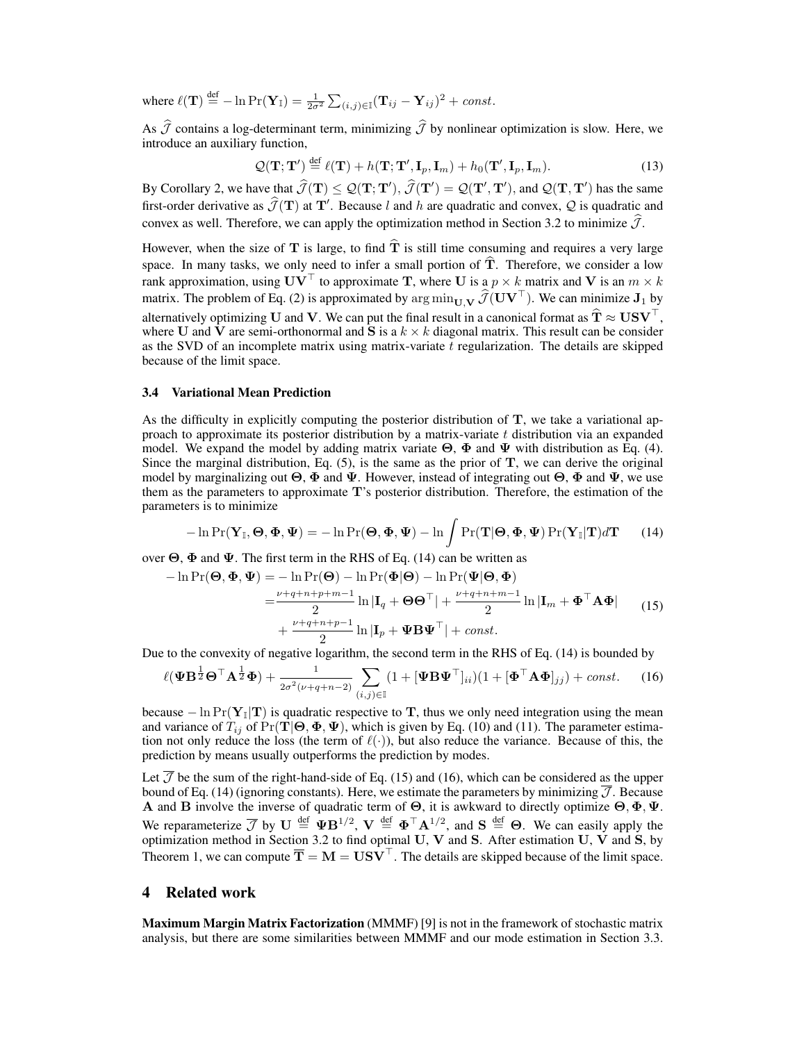where $\ell(\mathbf{T}) \stackrel{\text{def}}{=} -\ln \Pr(\mathbf{Y}_{\mathbb{I}}) = \frac{1}{2\sigma^2} \sum_{(i,j)\in\mathbb{I}} (\mathbf{T}_{ij} - \mathbf{Y}_{ij})^2 + const.$

As $\widehat{\mathcal{J}}$ contains a log-determinant term, minimizing $\widehat{\mathcal{J}}$ by nonlinear optimization is slow. Here, we introduce an auxiliary function,

$$\mathcal{Q}(\mathbf{T}; \mathbf{T}') \stackrel{\text{def}}{=} \ell(\mathbf{T}) + h(\mathbf{T}; \mathbf{T}', \mathbf{I}_p, \mathbf{I}_m) + h_0(\mathbf{T}', \mathbf{I}_p, \mathbf{I}_m). \tag{13}$$

By Corollary 2, we have that $\widehat{\mathcal{J}}(\mathbf{T}) \leq \mathcal{Q}(\mathbf{T}; \mathbf{T}')$, $\widehat{\mathcal{J}}(\mathbf{T}') = \mathcal{Q}(\mathbf{T}', \mathbf{T}')$, and $\mathcal{Q}(\mathbf{T}, \mathbf{T}')$ has the same first-order derivative as $\widehat{\mathcal{J}}(\mathbf{T})$ at $\mathbf{T}'$. Because $l$ and $h$ are quadratic and convex, $\mathcal{Q}$ is quadratic and convex as well. Therefore, we can apply the optimization method in Section 3.2 to minimize $\widehat{\mathcal{J}}$.

However, when the size of $\mathbf{T}$ is large, to find $\widehat{\mathbf{T}}$ is still time consuming and requires a very large space. In many tasks, we only need to infer a small portion of $\widehat{\mathbf{T}}$. Therefore, we consider a low rank approximation, using $\mathbf{U}\mathbf{V}^\top$ to approximate $\mathbf{T}$, where $\mathbf{U}$ is a $p \times k$ matrix and $\mathbf{V}$ is an $m \times k$ matrix. The problem of Eq. (2) is approximated by $\arg\min_{\mathbf{U},\mathbf{V}} \widehat{\mathcal{J}}(\mathbf{U}\mathbf{V}^\top)$. We can minimize $\mathbf{J}_1$ by alternatively optimizing $\mathbf{U}$ and $\mathbf{V}$. We can put the final result in a canonical format as $\widehat{\mathbf{T}} \approx \mathbf{U}\mathbf{S}\mathbf{V}^\top$, where $\mathbf{U}$ and $\mathbf{V}$ are semi-orthonormal and $\mathbf{S}$ is a $k \times k$ diagonal matrix. This result can be consider as the SVD of an incomplete matrix using matrix-variate $t$ regularization. The details are skipped because of the limit space.

### 3.4 Variational Mean Prediction

As the difficulty in explicitly computing the posterior distribution of $\mathbf{T}$, we take a variational approach to approximate its posterior distribution by a matrix-variate $t$ distribution via an expanded model. We expand the model by adding matrix variate $\boldsymbol{\Theta}$, $\boldsymbol{\Phi}$ and $\boldsymbol{\Psi}$ with distribution as Eq. (4). Since the marginal distribution, Eq. (5), is the same as the prior of $\mathbf{T}$, we can derive the original model by marginalizing out $\boldsymbol{\Theta}$, $\boldsymbol{\Phi}$ and $\boldsymbol{\Psi}$. However, instead of integrating out $\boldsymbol{\Theta}$, $\boldsymbol{\Phi}$ and $\boldsymbol{\Psi}$, we use them as the parameters to approximate $\mathbf{T}$'s posterior distribution. Therefore, the estimation of the parameters is to minimize

$$-\ln \Pr(\mathbf{Y}_{\mathbb{I}}, \boldsymbol{\Theta}, \boldsymbol{\Phi}, \boldsymbol{\Psi}) = -\ln \Pr(\boldsymbol{\Theta}, \boldsymbol{\Phi}, \boldsymbol{\Psi}) - \ln \int \Pr(\mathbf{T}|\boldsymbol{\Theta}, \boldsymbol{\Phi}, \boldsymbol{\Psi}) \Pr(\mathbf{Y}_{\mathbb{I}}|\mathbf{T}) d\mathbf{T} \tag{14}$$

over $\boldsymbol{\Theta}$, $\boldsymbol{\Phi}$ and $\boldsymbol{\Psi}$. The first term in the RHS of Eq. (14) can be written as

$$\begin{aligned}
-\ln \Pr(\boldsymbol{\Theta}, \boldsymbol{\Phi}, \boldsymbol{\Psi}) &= -\ln \Pr(\boldsymbol{\Theta}) - \ln \Pr(\boldsymbol{\Phi}|\boldsymbol{\Theta}) - \ln \Pr(\boldsymbol{\Psi}|\boldsymbol{\Theta}, \boldsymbol{\Phi}) \\
&= \frac{\nu+q+n+p+m-1}{2} \ln |\mathbf{I}_q + \boldsymbol{\Theta}\boldsymbol{\Theta}^\top| + \frac{\nu+q+n+m-1}{2} \ln |\mathbf{I}_m + \boldsymbol{\Phi}^\top \mathbf{A} \boldsymbol{\Phi}| \\
&\quad + \frac{\nu+q+n+p-1}{2} \ln |\mathbf{I}_p + \boldsymbol{\Psi}\mathbf{B}\boldsymbol{\Psi}^\top| + const.
\end{aligned} \tag{15}$$

Due to the convexity of negative logarithm, the second term in the RHS of Eq. (14) is bounded by

$$\ell(\boldsymbol{\Psi}\mathbf{B}^{\frac{1}{2}}\boldsymbol{\Theta}^\top \mathbf{A}^{\frac{1}{2}}\boldsymbol{\Phi}) + \frac{1}{2\sigma^2(\nu+q+n-2)} \sum_{(i,j)\in\mathbb{I}} (1 + [\boldsymbol{\Psi}\mathbf{B}\boldsymbol{\Psi}^\top]_{ii})(1 + [\boldsymbol{\Phi}^\top \mathbf{A}\boldsymbol{\Phi}]_{jj}) + const. \tag{16}$$

because $-\ln \Pr(\mathbf{Y}_{\mathbb{I}}|\mathbf{T})$ is quadratic respective to $\mathbf{T}$, thus we only need integration using the mean and variance of $T_{ij}$ of $\Pr(\mathbf{T}|\boldsymbol{\Theta}, \boldsymbol{\Phi}, \boldsymbol{\Psi})$, which is given by Eq. (10) and (11). The parameter estimation not only reduce the loss (the term of $\ell(\cdot)$), but also reduce the variance. Because of this, the prediction by means usually outperforms the prediction by modes.

Let $\overline{\mathcal{J}}$ be the sum of the right-hand-side of Eq. (15) and (16), which can be considered as the upper bound of Eq. (14) (ignoring constants). Here, we estimate the parameters by minimizing $\overline{\mathcal{J}}$. Because $\mathbf{A}$ and $\mathbf{B}$ involve the inverse of quadratic term of $\boldsymbol{\Theta}$, it is awkward to directly optimize $\boldsymbol{\Theta}, \boldsymbol{\Phi}, \boldsymbol{\Psi}$. We reparameterize $\overline{\mathcal{J}}$ by $\mathbf{U} \stackrel{\text{def}}{=} \boldsymbol{\Psi}\mathbf{B}^{1/2}$, $\mathbf{V} \stackrel{\text{def}}{=} \boldsymbol{\Phi}^\top \mathbf{A}^{1/2}$, and $\mathbf{S} \stackrel{\text{def}}{=} \boldsymbol{\Theta}$. We can easily apply the optimization method in Section 3.2 to find optimal $\mathbf{U}$, $\mathbf{V}$ and $\mathbf{S}$. After estimation $\mathbf{U}$, $\mathbf{V}$ and $\mathbf{S}$, by Theorem 1, we can compute $\overline{\mathbf{T}} = \mathbf{M} = \mathbf{U}\mathbf{S}\mathbf{V}^\top$. The details are skipped because of the limit space.

## 4 Related work

**Maximum Margin Matrix Factorization** (MMMF) [9] is not in the framework of stochastic matrix analysis, but there are some similarities between MMMF and our mode estimation in Section 3.3.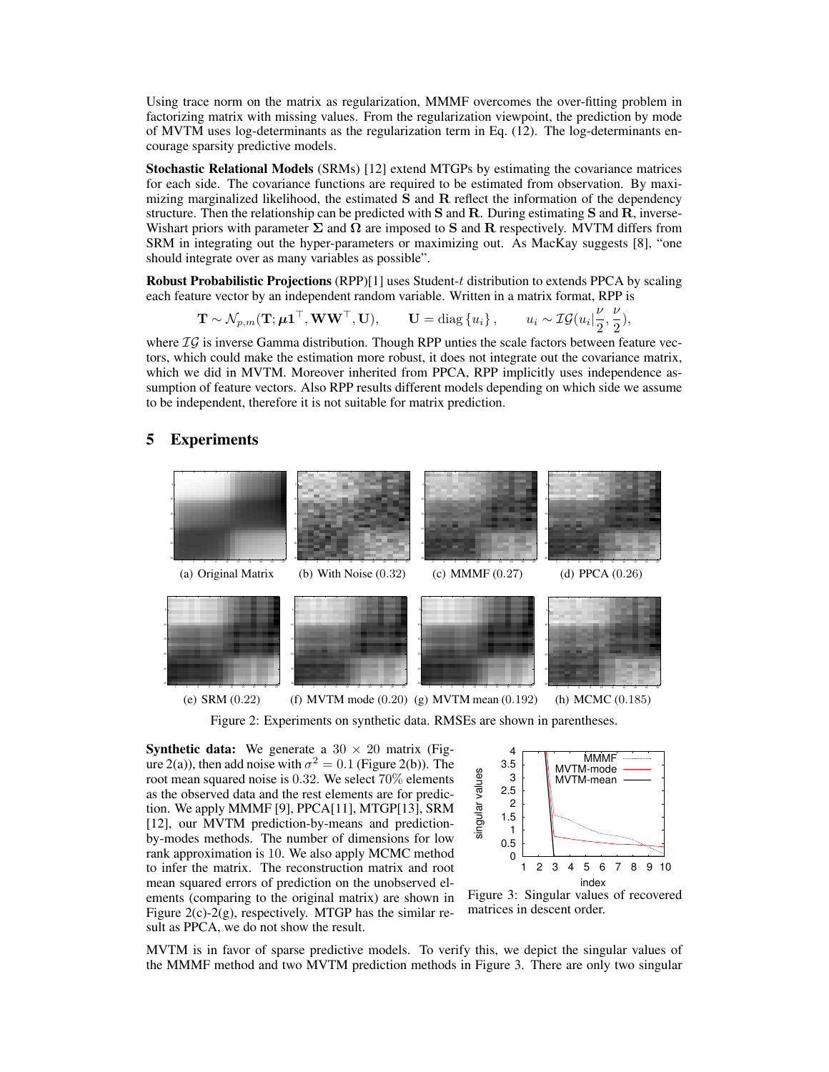Using trace norm on the matrix as regularization, MMMF overcomes the over-fitting problem in factorizing matrix with missing values. From the regularization viewpoint, the prediction by mode of MVTM uses log-determinants as the regularization term in Eq. (12). The log-determinants encourage sparsity predictive models.

**Stochastic Relational Models** (SRMs) [12] extend MTGPs by estimating the covariance matrices for each side. The covariance functions are required to be estimated from observation. By maximizing marginalized likelihood, the estimated $\mathbf{S}$ and $\mathbf{R}$ reflect the information of the dependency structure. Then the relationship can be predicted with $\mathbf{S}$ and $\mathbf{R}$. During estimating $\mathbf{S}$ and $\mathbf{R}$, inverse-Wishart priors with parameter $\boldsymbol{\Sigma}$ and $\boldsymbol{\Omega}$ are imposed to $\mathbf{S}$ and $\mathbf{R}$ respectively. MVTM differs from SRM in integrating out the hyper-parameters or maximizing out. As MacKay suggests [8], "one should integrate over as many variables as possible".

**Robust Probabilistic Projections** (RPP)[1] uses Student-$t$ distribution to extends PPCA by scaling each feature vector by an independent random variable. Written in a matrix format, RPP is

$$\mathbf{T} \sim \mathcal{N}_{p,m}(\mathbf{T}; \boldsymbol{\mu}\mathbf{1}^\top, \mathbf{W}\mathbf{W}^\top, \mathbf{U}), \qquad \mathbf{U} = \mathrm{diag}\left\{u_i\right\}, \qquad u_i \sim \mathcal{IG}(u_i|\frac{\nu}{2}, \frac{\nu}{2}),$$

where $\mathcal{IG}$ is inverse Gamma distribution. Though RPP unties the scale factors between feature vectors, which could make the estimation more robust, it does not integrate out the covariance matrix, which we did in MVTM. Moreover inherited from PPCA, RPP implicitly uses independence assumption of feature vectors. Also RPP results different models depending on which side we assume to be independent, therefore it is not suitable for matrix prediction.

## 5 Experiments

(a) Original Matrix (b) With Noise (0.32) (c) MMMF (0.27) (d) PPCA (0.26)

(e) SRM (0.22) (f) MVTM mode (0.20) (g) MVTM mean (0.192) (h) MCMC (0.185)

Figure 2: Experiments on synthetic data. RMSEs are shown in parentheses.

**Synthetic data:** We generate a $30 \times 20$ matrix (Figure 2(a)), then add noise with $\sigma^2 = 0.1$ (Figure 2(b)). The root mean squared noise is 0.32. We select 70% elements as the observed data and the rest elements are for prediction. We apply MMMF [9], PPCA[11], MTGP[13], SRM [12], our MVTM prediction-by-means and prediction-by-modes methods. The number of dimensions for low rank approximation is 10. We also apply MCMC method to infer the matrix. The reconstruction matrix and root mean squared errors of prediction on the unobserved elements (comparing to the original matrix) are shown in Figure 2(c)-2(g), respectively. MTGP has the similar result as PPCA, we do not show the result.

Figure 3: Singular values of recovered matrices in descent order.

MVTM is in favor of sparse predictive models. To verify this, we depict the singular values of the MMMF method and two MVTM prediction methods in Figure 3. There are only two singular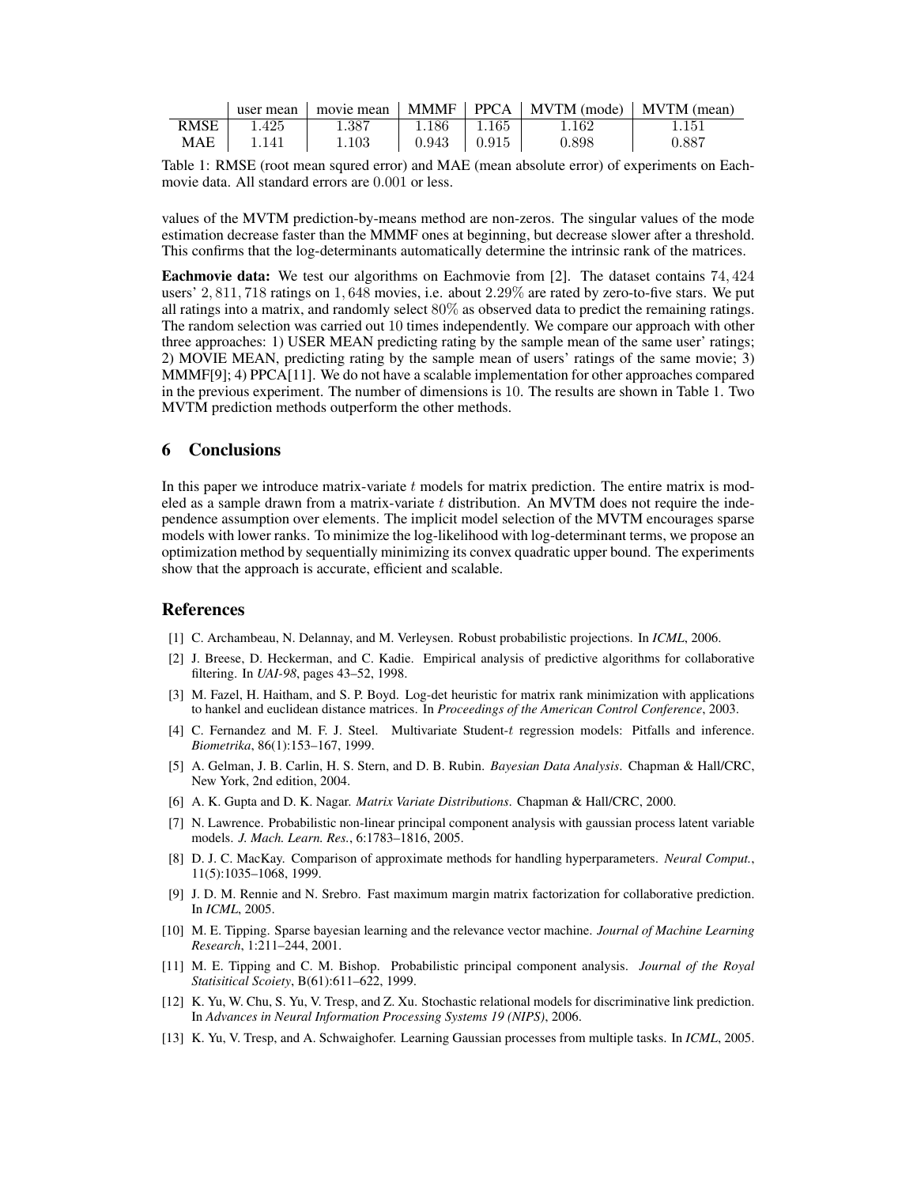| | user mean | movie mean | MMMF | PPCA | MVTM (mode) | MVTM (mean) |
|---|---|---|---|---|---|---|
| RMSE | $1.425$ | $1.387$ | $1.186$ | $1.165$ | $1.162$ | $1.151$ |
| MAE | $1.141$ | $1.103$ | $0.943$ | $0.915$ | $0.898$ | $0.887$ |

Table 1: RMSE (root mean squred error) and MAE (mean absolute error) of experiments on Eachmovie data. All standard errors are $0.001$ or less.

values of the MVTM prediction-by-means method are non-zeros. The singular values of the mode estimation decrease faster than the MMMF ones at beginning, but decrease slower after a threshold. This confirms that the log-determinants automatically determine the intrinsic rank of the matrices.

**Eachmovie data:** We test our algorithms on Eachmovie from [2]. The dataset contains $74,424$ users' $2,811,718$ ratings on $1,648$ movies, i.e. about $2.29\%$ are rated by zero-to-five stars. We put all ratings into a matrix, and randomly select $80\%$ as observed data to predict the remaining ratings. The random selection was carried out $10$ times independently. We compare our approach with other three approaches: 1) USER MEAN predicting rating by the sample mean of the same user' ratings; 2) MOVIE MEAN, predicting rating by the sample mean of users' ratings of the same movie; 3) MMMF[9]; 4) PPCA[11]. We do not have a scalable implementation for other approaches compared in the previous experiment. The number of dimensions is $10$. The results are shown in Table 1. Two MVTM prediction methods outperform the other methods.

## 6 Conclusions

In this paper we introduce matrix-variate $t$ models for matrix prediction. The entire matrix is modeled as a sample drawn from a matrix-variate $t$ distribution. An MVTM does not require the independence assumption over elements. The implicit model selection of the MVTM encourages sparse models with lower ranks. To minimize the log-likelihood with log-determinant terms, we propose an optimization method by sequentially minimizing its convex quadratic upper bound. The experiments show that the approach is accurate, efficient and scalable.

## References

[1] C. Archambeau, N. Delannay, and M. Verleysen. Robust probabilistic projections. In *ICML*, 2006.

[2] J. Breese, D. Heckerman, and C. Kadie. Empirical analysis of predictive algorithms for collaborative filtering. In *UAI-98*, pages 43–52, 1998.

[3] M. Fazel, H. Haitham, and S. P. Boyd. Log-det heuristic for matrix rank minimization with applications to hankel and euclidean distance matrices. In *Proceedings of the American Control Conference*, 2003.

[4] C. Fernandez and M. F. J. Steel. Multivariate Student-$t$ regression models: Pitfalls and inference. *Biometrika*, 86(1):153–167, 1999.

[5] A. Gelman, J. B. Carlin, H. S. Stern, and D. B. Rubin. *Bayesian Data Analysis*. Chapman & Hall/CRC, New York, 2nd edition, 2004.

[6] A. K. Gupta and D. K. Nagar. *Matrix Variate Distributions*. Chapman & Hall/CRC, 2000.

[7] N. Lawrence. Probabilistic non-linear principal component analysis with gaussian process latent variable models. *J. Mach. Learn. Res.*, 6:1783–1816, 2005.

[8] D. J. C. MacKay. Comparison of approximate methods for handling hyperparameters. *Neural Comput.*, 11(5):1035–1068, 1999.

[9] J. D. M. Rennie and N. Srebro. Fast maximum margin matrix factorization for collaborative prediction. In *ICML*, 2005.

[10] M. E. Tipping. Sparse bayesian learning and the relevance vector machine. *Journal of Machine Learning Research*, 1:211–244, 2001.

[11] M. E. Tipping and C. M. Bishop. Probabilistic principal component analysis. *Journal of the Royal Statisitical Scoiety*, B(61):611–622, 1999.

[12] K. Yu, W. Chu, S. Yu, V. Tresp, and Z. Xu. Stochastic relational models for discriminative link prediction. In *Advances in Neural Information Processing Systems 19 (NIPS)*, 2006.

[13] K. Yu, V. Tresp, and A. Schwaighofer. Learning Gaussian processes from multiple tasks. In *ICML*, 2005.